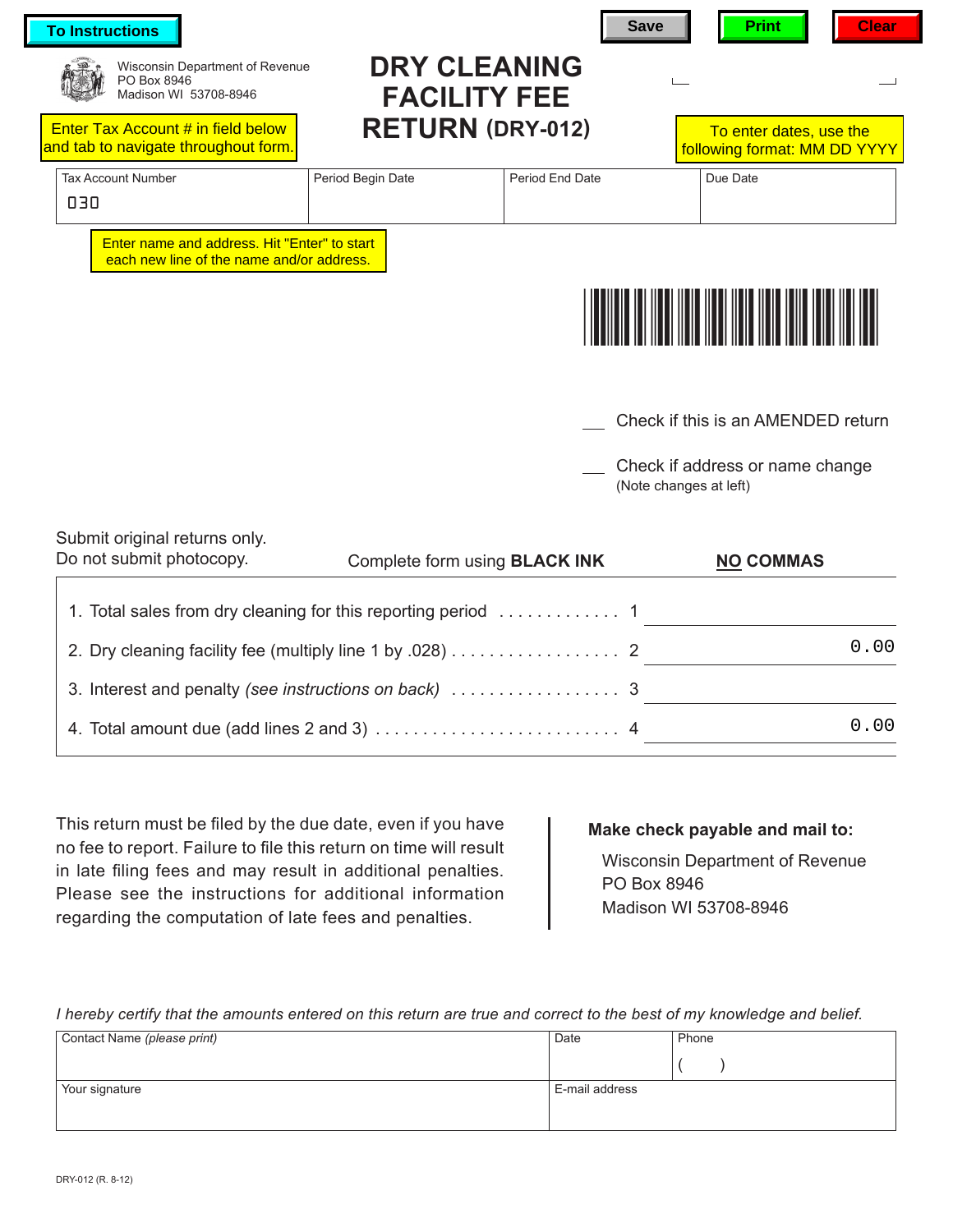To Instructions | Save | Print | Clear

Wisconsin Department of Revenue
PO Box 8946
Madison WI 53708-8946

# DRY CLEANING FACILITY FEE RETURN (DRY-012)

Enter Tax Account # in field below and tab to navigate throughout form.

To enter dates, use the following format: MM DD YYYY

| Tax Account Number | Period Begin Date | Period End Date | Due Date |
|---|---|---|---|
| 030 | | | |

Enter name and address. Hit "Enter" to start each new line of the name and/or address.

___ Check if this is an AMENDED return

___ Check if address or name change
(Note changes at left)

Submit original returns only.
Do not submit photocopy.

Complete form using **BLACK INK**

**NO COMMAS**

| | | |
|---|---|---|
| 1. Total sales from dry cleaning for this reporting period | 1 | |
| 2. Dry cleaning facility fee (multiply line 1 by .028) | 2 | 0.00 |
| 3. Interest and penalty *(see instructions on back)* | 3 | |
| 4. Total amount due (add lines 2 and 3) | 4 | 0.00 |

This return must be filed by the due date, even if you have no fee to report. Failure to file this return on time will result in late filing fees and may result in additional penalties. Please see the instructions for additional information regarding the computation of late fees and penalties.

**Make check payable and mail to:**

Wisconsin Department of Revenue
PO Box 8946
Madison WI 53708-8946

*I hereby certify that the amounts entered on this return are true and correct to the best of my knowledge and belief.*

| Contact Name *(please print)* | Date | Phone ( ) |
|---|---|---|
| Your signature | E-mail address | |

DRY-012 (R. 8-12)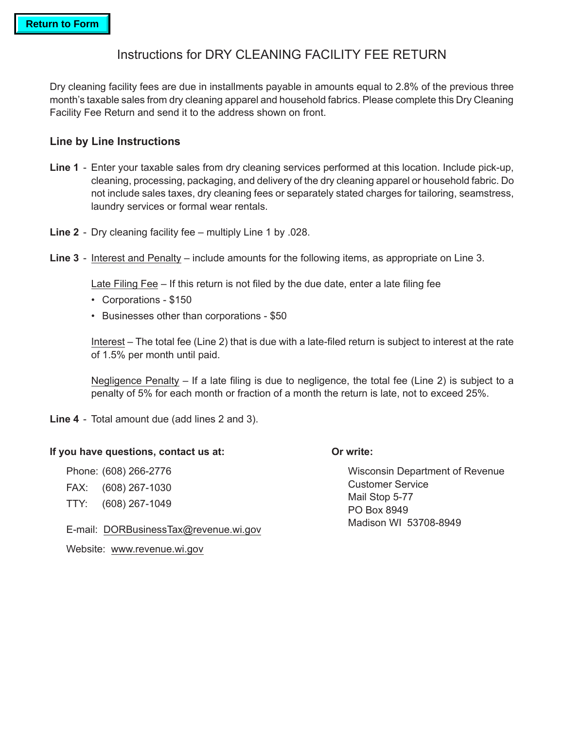Return to Form

# Instructions for DRY CLEANING FACILITY FEE RETURN

Dry cleaning facility fees are due in installments payable in amounts equal to 2.8% of the previous three month's taxable sales from dry cleaning apparel and household fabrics. Please complete this Dry Cleaning Facility Fee Return and send it to the address shown on front.

## Line by Line Instructions

**Line 1** - Enter your taxable sales from dry cleaning services performed at this location. Include pick-up, cleaning, processing, packaging, and delivery of the dry cleaning apparel or household fabric. Do not include sales taxes, dry cleaning fees or separately stated charges for tailoring, seamstress, laundry services or formal wear rentals.

**Line 2** - Dry cleaning facility fee – multiply Line 1 by .028.

**Line 3** - Interest and Penalty – include amounts for the following items, as appropriate on Line 3.

Late Filing Fee – If this return is not filed by the due date, enter a late filing fee

- Corporations - $150
- Businesses other than corporations - $50

Interest – The total fee (Line 2) that is due with a late-filed return is subject to interest at the rate of 1.5% per month until paid.

Negligence Penalty – If a late filing is due to negligence, the total fee (Line 2) is subject to a penalty of 5% for each month or fraction of a month the return is late, not to exceed 25%.

**Line 4** - Total amount due (add lines 2 and 3).

**If you have questions, contact us at:**

Phone: (608) 266-2776
FAX: (608) 267-1030
TTY: (608) 267-1049

E-mail: DORBusinessTax@revenue.wi.gov

Website: www.revenue.wi.gov

**Or write:**

Wisconsin Department of Revenue
Customer Service
Mail Stop 5-77
PO Box 8949
Madison WI 53708-8949